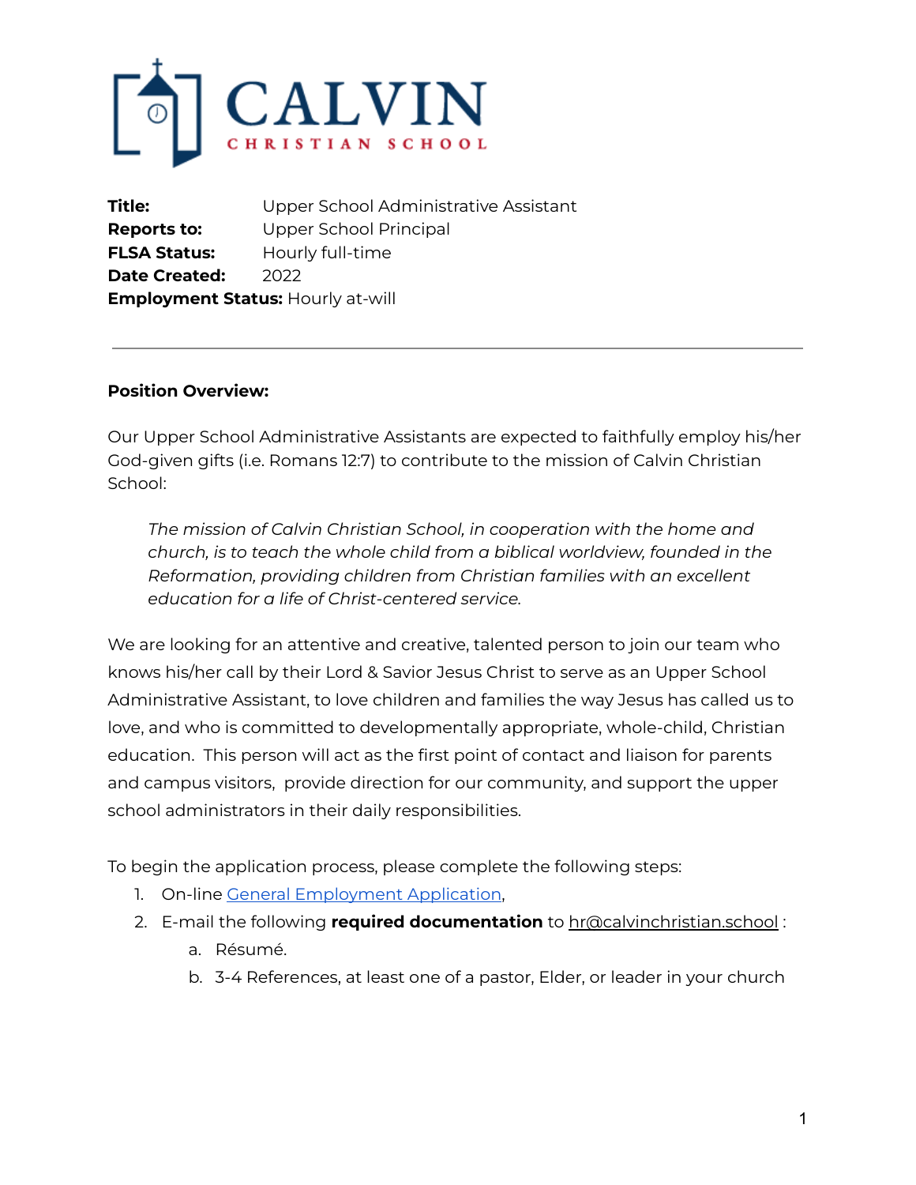# CALVIN CHRISTIAN SCHOOL

**Title:** Upper School Administrative Assistant
**Reports to:** Upper School Principal
**FLSA Status:** Hourly full-time
**Date Created:** 2022
**Employment Status:** Hourly at-will

---

**Position Overview:**

Our Upper School Administrative Assistants are expected to faithfully employ his/her God-given gifts (i.e. Romans 12:7) to contribute to the mission of Calvin Christian School:

> *The mission of Calvin Christian School, in cooperation with the home and church, is to teach the whole child from a biblical worldview, founded in the Reformation, providing children from Christian families with an excellent education for a life of Christ-centered service.*

We are looking for an attentive and creative, talented person to join our team who knows his/her call by their Lord & Savior Jesus Christ to serve as an Upper School Administrative Assistant, to love children and families the way Jesus has called us to love, and who is committed to developmentally appropriate, whole-child, Christian education. This person will act as the first point of contact and liaison for parents and campus visitors, provide direction for our community, and support the upper school administrators in their daily responsibilities.

To begin the application process, please complete the following steps:

1. On-line General Employment Application,
2. E-mail the following **required documentation** to hr@calvinchristian.school :
   a. Résumé.
   b. 3-4 References, at least one of a pastor, Elder, or leader in your church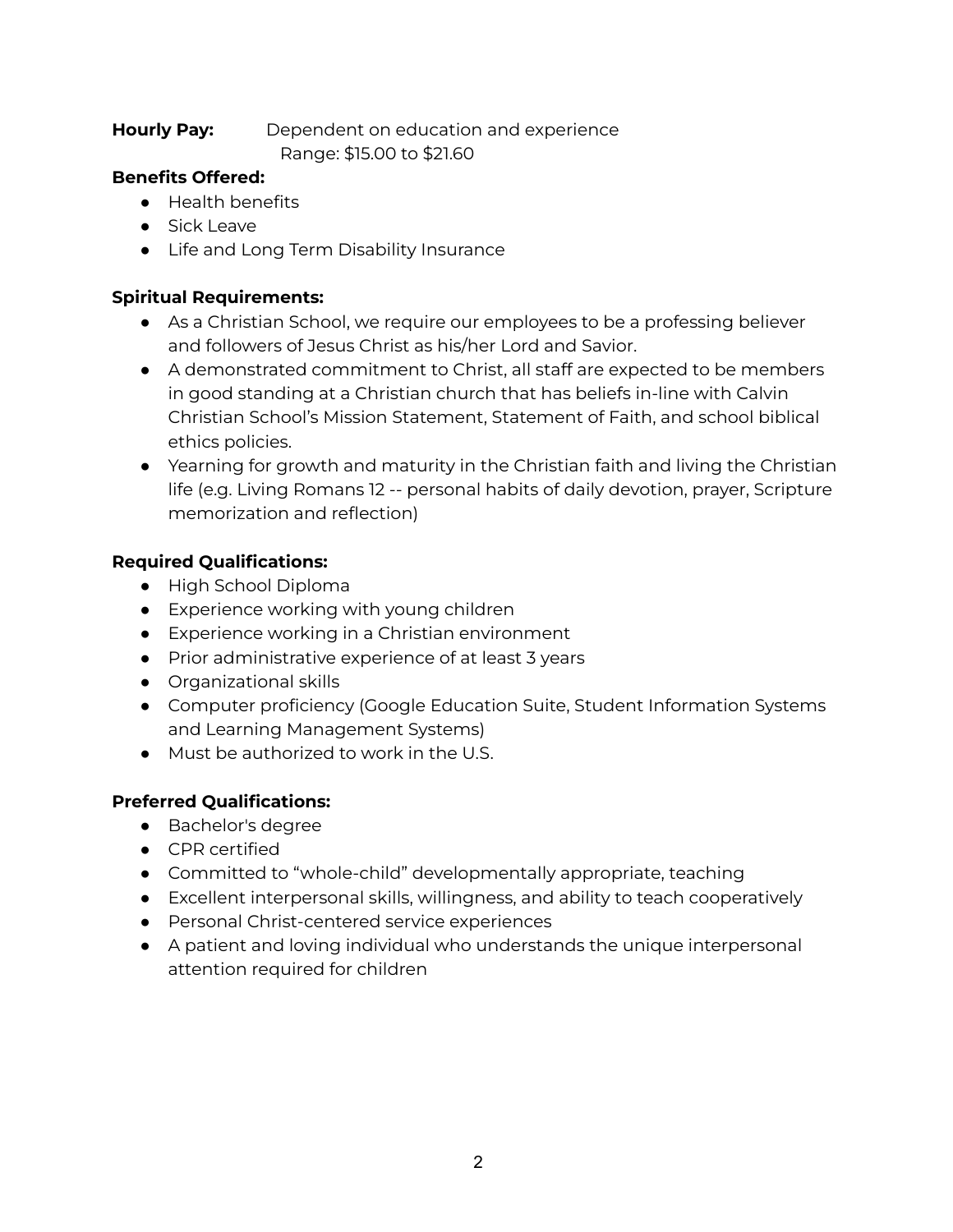**Hourly Pay:** Dependent on education and experience
Range: $15.00 to $21.60

**Benefits Offered:**

- Health benefits
- Sick Leave
- Life and Long Term Disability Insurance

**Spiritual Requirements:**

- As a Christian School, we require our employees to be a professing believer and followers of Jesus Christ as his/her Lord and Savior.
- A demonstrated commitment to Christ, all staff are expected to be members in good standing at a Christian church that has beliefs in-line with Calvin Christian School's Mission Statement, Statement of Faith, and school biblical ethics policies.
- Yearning for growth and maturity in the Christian faith and living the Christian life (e.g. Living Romans 12 -- personal habits of daily devotion, prayer, Scripture memorization and reflection)

**Required Qualifications:**

- High School Diploma
- Experience working with young children
- Experience working in a Christian environment
- Prior administrative experience of at least 3 years
- Organizational skills
- Computer proficiency (Google Education Suite, Student Information Systems and Learning Management Systems)
- Must be authorized to work in the U.S.

**Preferred Qualifications:**

- Bachelor's degree
- CPR certified
- Committed to "whole-child" developmentally appropriate, teaching
- Excellent interpersonal skills, willingness, and ability to teach cooperatively
- Personal Christ-centered service experiences
- A patient and loving individual who understands the unique interpersonal attention required for children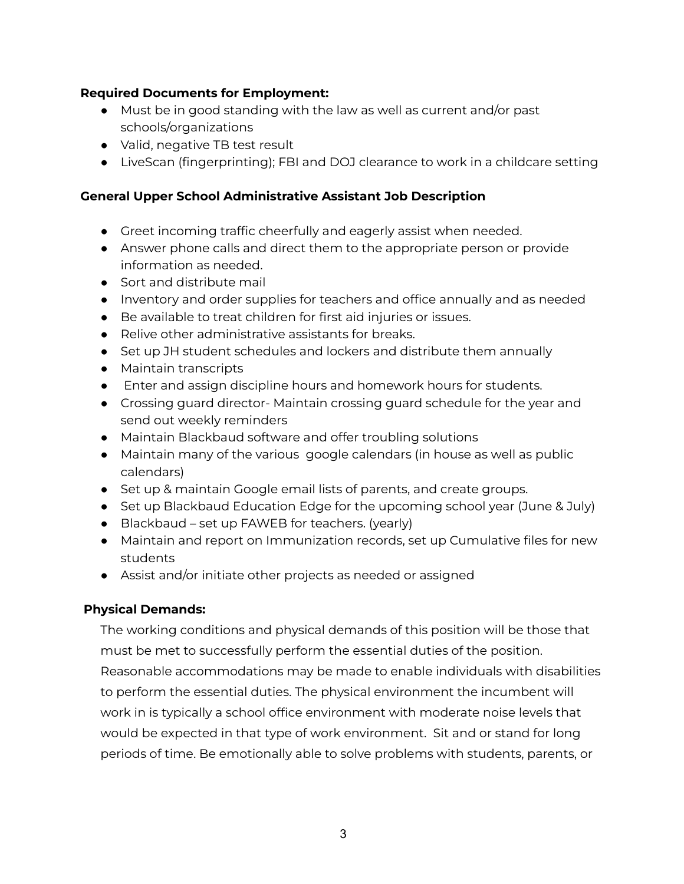**Required Documents for Employment:**

- Must be in good standing with the law as well as current and/or past schools/organizations
- Valid, negative TB test result
- LiveScan (fingerprinting); FBI and DOJ clearance to work in a childcare setting

**General Upper School Administrative Assistant Job Description**

- Greet incoming traffic cheerfully and eagerly assist when needed.
- Answer phone calls and direct them to the appropriate person or provide information as needed.
- Sort and distribute mail
- Inventory and order supplies for teachers and office annually and as needed
- Be available to treat children for first aid injuries or issues.
- Relive other administrative assistants for breaks.
- Set up JH student schedules and lockers and distribute them annually
- Maintain transcripts
- Enter and assign discipline hours and homework hours for students.
- Crossing guard director- Maintain crossing guard schedule for the year and send out weekly reminders
- Maintain Blackbaud software and offer troubling solutions
- Maintain many of the various google calendars (in house as well as public calendars)
- Set up & maintain Google email lists of parents, and create groups.
- Set up Blackbaud Education Edge for the upcoming school year (June & July)
- Blackbaud – set up FAWEB for teachers. (yearly)
- Maintain and report on Immunization records, set up Cumulative files for new students
- Assist and/or initiate other projects as needed or assigned

**Physical Demands:**

The working conditions and physical demands of this position will be those that must be met to successfully perform the essential duties of the position. Reasonable accommodations may be made to enable individuals with disabilities to perform the essential duties. The physical environment the incumbent will work in is typically a school office environment with moderate noise levels that would be expected in that type of work environment. Sit and or stand for long periods of time. Be emotionally able to solve problems with students, parents, or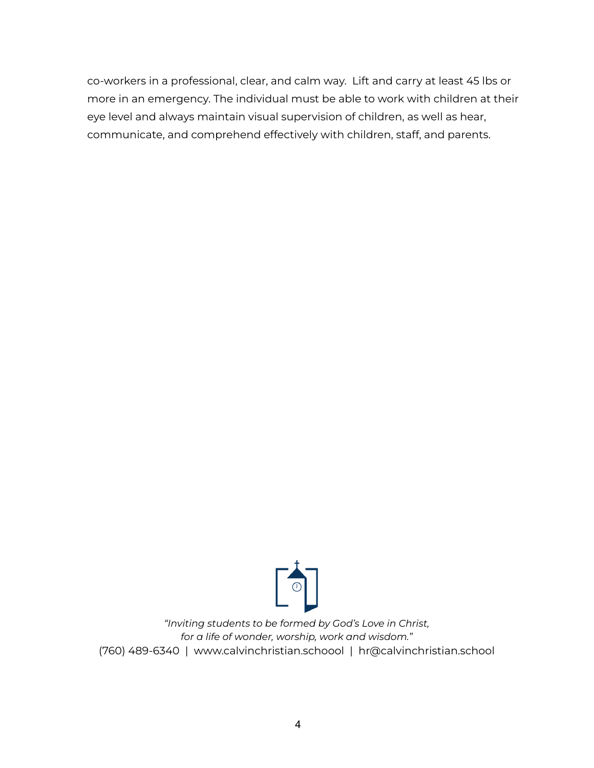co-workers in a professional, clear, and calm way. Lift and carry at least 45 lbs or more in an emergency. The individual must be able to work with children at their eye level and always maintain visual supervision of children, as well as hear, communicate, and comprehend effectively with children, staff, and parents.

*"Inviting students to be formed by God's Love in Christ, for a life of wonder, worship, work and wisdom."*

(760) 489-6340 | www.calvinchristian.schoool | hr@calvinchristian.school